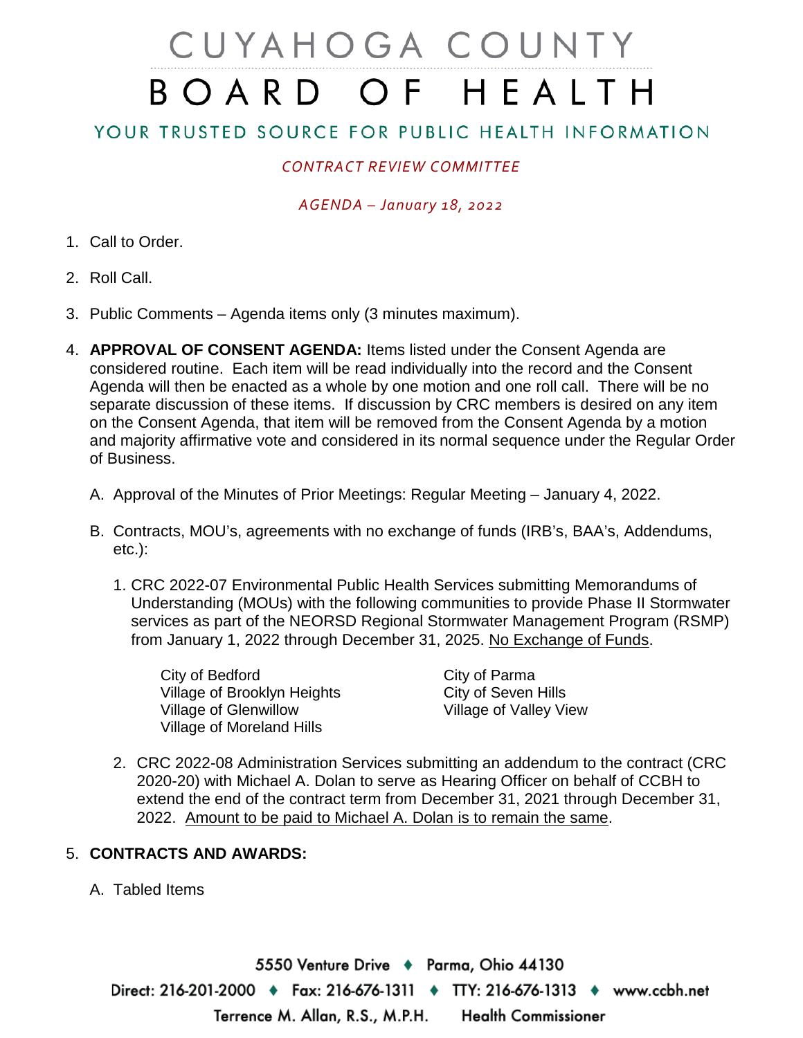# CUYAHOGA COUNTY BOARD OF HEALTH

## YOUR TRUSTED SOURCE FOR PUBLIC HEALTH INFORMATION

*CONTRACT REVIEW COMMITTEE*

*AGENDA – January 18, 2022*

1. Call to Order.

2. Roll Call.

3. Public Comments – Agenda items only (3 minutes maximum).

4. **APPROVAL OF CONSENT AGENDA:** Items listed under the Consent Agenda are considered routine. Each item will be read individually into the record and the Consent Agenda will then be enacted as a whole by one motion and one roll call. There will be no separate discussion of these items. If discussion by CRC members is desired on any item on the Consent Agenda, that item will be removed from the Consent Agenda by a motion and majority affirmative vote and considered in its normal sequence under the Regular Order of Business.

   A. Approval of the Minutes of Prior Meetings: Regular Meeting – January 4, 2022.

   B. Contracts, MOU's, agreements with no exchange of funds (IRB's, BAA's, Addendums, etc.):

      1. CRC 2022-07 Environmental Public Health Services submitting Memorandums of Understanding (MOUs) with the following communities to provide Phase II Stormwater services as part of the NEORSD Regional Stormwater Management Program (RSMP) from January 1, 2022 through December 31, 2025. <u>No Exchange of Funds</u>.

         City of Bedford
         Village of Brooklyn Heights
         Village of Glenwillow
         Village of Moreland Hills
         City of Parma
         City of Seven Hills
         Village of Valley View

      2. CRC 2022-08 Administration Services submitting an addendum to the contract (CRC 2020-20) with Michael A. Dolan to serve as Hearing Officer on behalf of CCBH to extend the end of the contract term from December 31, 2021 through December 31, 2022. <u>Amount to be paid to Michael A. Dolan is to remain the same</u>.

5. **CONTRACTS AND AWARDS:**

   A. Tabled Items

5550 Venture Drive ♦ Parma, Ohio 44130
Direct: 216-201-2000 ♦ Fax: 216-676-1311 ♦ TTY: 216-676-1313 ♦ www.ccbh.net
Terrence M. Allan, R.S., M.P.H. Health Commissioner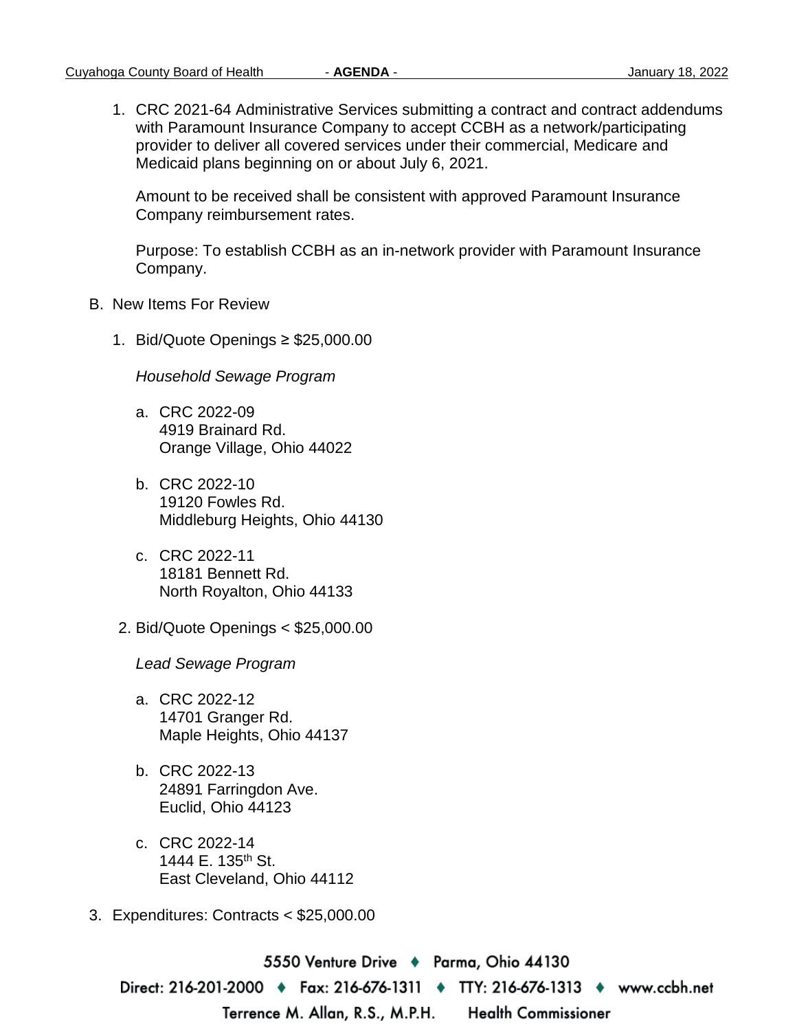1. CRC 2021-64 Administrative Services submitting a contract and contract addendums with Paramount Insurance Company to accept CCBH as a network/participating provider to deliver all covered services under their commercial, Medicare and Medicaid plans beginning on or about July 6, 2021.

   Amount to be received shall be consistent with approved Paramount Insurance Company reimbursement rates.

   Purpose: To establish CCBH as an in-network provider with Paramount Insurance Company.

B. New Items For Review

   1. Bid/Quote Openings ≥ $25,000.00

      *Household Sewage Program*

      a. CRC 2022-09
         4919 Brainard Rd.
         Orange Village, Ohio 44022

      b. CRC 2022-10
         19120 Fowles Rd.
         Middleburg Heights, Ohio 44130

      c. CRC 2022-11
         18181 Bennett Rd.
         North Royalton, Ohio 44133

   2. Bid/Quote Openings < $25,000.00

      *Lead Sewage Program*

      a. CRC 2022-12
         14701 Granger Rd.
         Maple Heights, Ohio 44137

      b. CRC 2022-13
         24891 Farringdon Ave.
         Euclid, Ohio 44123

      c. CRC 2022-14
         1444 E. 135th St.
         East Cleveland, Ohio 44112

3. Expenditures: Contracts < $25,000.00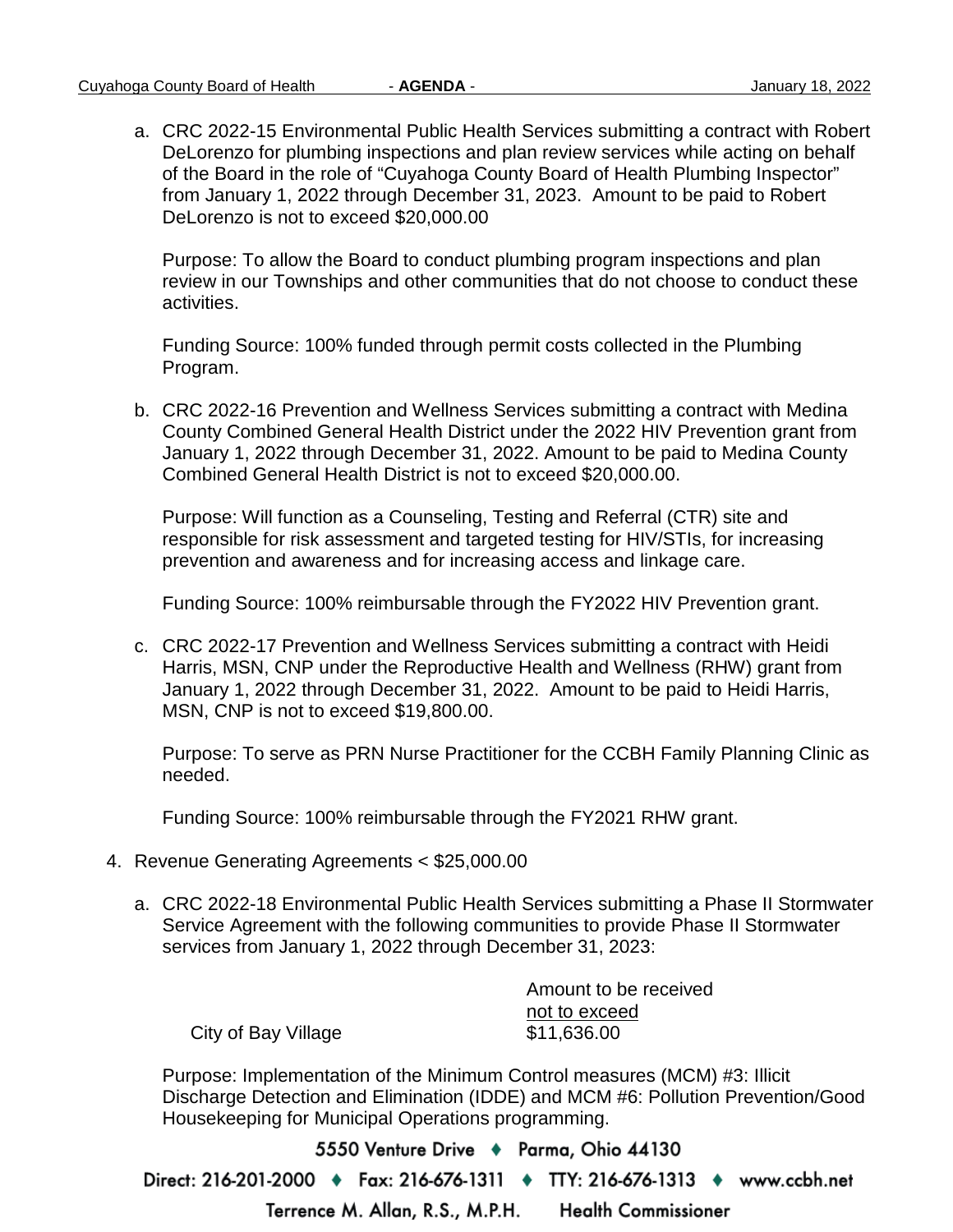a. CRC 2022-15 Environmental Public Health Services submitting a contract with Robert DeLorenzo for plumbing inspections and plan review services while acting on behalf of the Board in the role of "Cuyahoga County Board of Health Plumbing Inspector" from January 1, 2022 through December 31, 2023. Amount to be paid to Robert DeLorenzo is not to exceed $20,000.00

   Purpose: To allow the Board to conduct plumbing program inspections and plan review in our Townships and other communities that do not choose to conduct these activities.

   Funding Source: 100% funded through permit costs collected in the Plumbing Program.

b. CRC 2022-16 Prevention and Wellness Services submitting a contract with Medina County Combined General Health District under the 2022 HIV Prevention grant from January 1, 2022 through December 31, 2022. Amount to be paid to Medina County Combined General Health District is not to exceed $20,000.00.

   Purpose: Will function as a Counseling, Testing and Referral (CTR) site and responsible for risk assessment and targeted testing for HIV/STIs, for increasing prevention and awareness and for increasing access and linkage care.

   Funding Source: 100% reimbursable through the FY2022 HIV Prevention grant.

c. CRC 2022-17 Prevention and Wellness Services submitting a contract with Heidi Harris, MSN, CNP under the Reproductive Health and Wellness (RHW) grant from January 1, 2022 through December 31, 2022. Amount to be paid to Heidi Harris, MSN, CNP is not to exceed $19,800.00.

   Purpose: To serve as PRN Nurse Practitioner for the CCBH Family Planning Clinic as needed.

   Funding Source: 100% reimbursable through the FY2021 RHW grant.

4. Revenue Generating Agreements < $25,000.00

   a. CRC 2022-18 Environmental Public Health Services submitting a Phase II Stormwater Service Agreement with the following communities to provide Phase II Stormwater services from January 1, 2022 through December 31, 2023:

   | | Amount to be received not to exceed |
   |---|---|
   | City of Bay Village | $11,636.00 |

   Purpose: Implementation of the Minimum Control measures (MCM) #3: Illicit Discharge Detection and Elimination (IDDE) and MCM #6: Pollution Prevention/Good Housekeeping for Municipal Operations programming.

5550 Venture Drive ♦ Parma, Ohio 44130

Direct: 216-201-2000 ♦ Fax: 216-676-1311 ♦ TTY: 216-676-1313 ♦ www.ccbh.net

Terrence M. Allan, R.S., M.P.H. Health Commissioner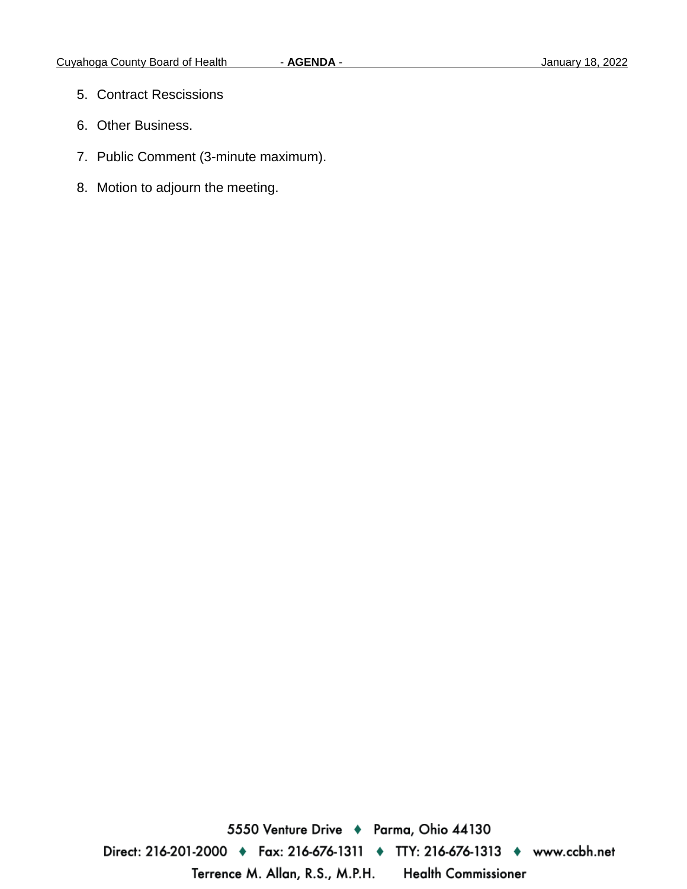5. Contract Rescissions

6. Other Business.

7. Public Comment (3-minute maximum).

8. Motion to adjourn the meeting.